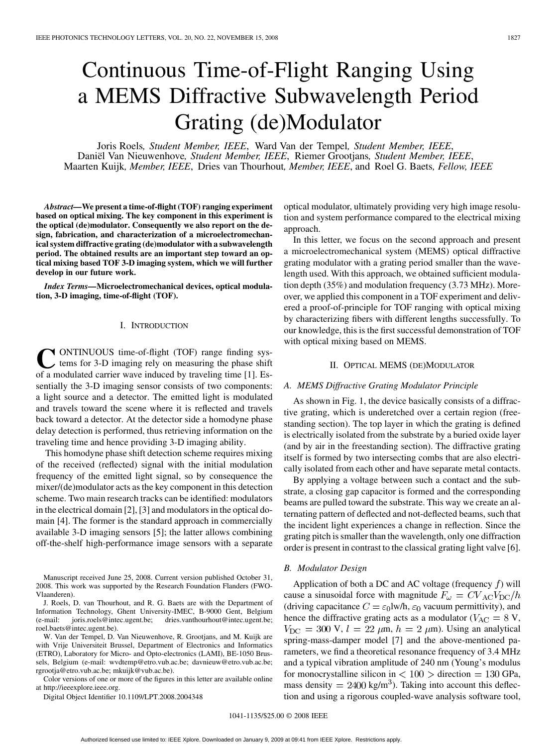# Continuous Time-of-Flight Ranging Using a MEMS Diffractive Subwavelength Period Grating (de)Modulator

Joris Roels, *Student Member, IEEE*, Ward Van der Tempel, *Student Member, IEEE*, Daniël Van Nieuwenhove, *Student Member, IEEE*, Riemer Grootjans, *Student Member, IEEE*, Maarten Kuijk, *Member, IEEE*, Dries van Thourhout, *Member, IEEE*, and Roel G. Baets, *Fellow, IEEE*

***Abstract*—We present a time-of-flight (TOF) ranging experiment based on optical mixing. The key component in this experiment is the optical (de)modulator. Consequently we also report on the design, fabrication, and characterization of a microelectromechanical system diffractive grating (de)modulator with a subwavelength period. The obtained results are an important step toward an optical mixing based TOF 3-D imaging system, which we will further develop in our future work.**

***Index Terms*—Microelectromechanical devices, optical modulation, 3-D imaging, time-of-flight (TOF).**

## I. Introduction

Continuous time-of-flight (TOF) range finding systems for 3-D imaging rely on measuring the phase shift of a modulated carrier wave induced by traveling time [1]. Essentially the 3-D imaging sensor consists of two components: a light source and a detector. The emitted light is modulated and travels toward the scene where it is reflected and travels back toward a detector. At the detector side a homodyne phase delay detection is performed, thus retrieving information on the traveling time and hence providing 3-D imaging ability.

This homodyne phase shift detection scheme requires mixing of the received (reflected) signal with the initial modulation frequency of the emitted light signal, so by consequence the mixer/(de)modulator acts as the key component in this detection scheme. Two main research tracks can be identified: modulators in the electrical domain [2], [3] and modulators in the optical domain [4]. The former is the standard approach in commercially available 3-D imaging sensors [5]; the latter allows combining off-the-shelf high-performance image sensors with a separate optical modulator, ultimately providing very high image resolution and system performance compared to the electrical mixing approach.

In this letter, we focus on the second approach and present a microelectromechanical system (MEMS) optical diffractive grating modulator with a grating period smaller than the wavelength used. With this approach, we obtained sufficient modulation depth (35%) and modulation frequency (3.73 MHz). Moreover, we applied this component in a TOF experiment and delivered a proof-of-principle for TOF ranging with optical mixing by characterizing fibers with different lengths successfully. To our knowledge, this is the first successful demonstration of TOF with optical mixing based on MEMS.

## II. Optical MEMS (de)Modulator

### A. MEMS Diffractive Grating Modulator Principle

As shown in Fig. 1, the device basically consists of a diffractive grating, which is underetched over a certain region (freestanding section). The top layer in which the grating is defined is electrically isolated from the substrate by a buried oxide layer (and by air in the freestanding section). The diffractive grating itself is formed by two intersecting combs that are also electrically isolated from each other and have separate metal contacts.

By applying a voltage between such a contact and the substrate, a closing gap capacitor is formed and the corresponding beams are pulled toward the substrate. This way we create an alternating pattern of deflected and not-deflected beams, such that the incident light experiences a change in reflection. Since the grating pitch is smaller than the wavelength, only one diffraction order is present in contrast to the classical grating light valve [6].

### B. Modulator Design

Application of both a DC and AC voltage (frequency $f$) will cause a sinusoidal force with magnitude $F_\omega = CV_{\mathrm{AC}}V_{\mathrm{DC}}/h$ (driving capacitance $C = \varepsilon_0 \mathrm{lw}/\mathrm{h}$, $\varepsilon_0$ vacuum permittivity), and hence the diffractive grating acts as a modulator ($V_{\mathrm{AC}} = 8$ V, $V_{\mathrm{DC}} = 300$ V, $l = 22\ \mu$m, $h = 2\ \mu$m). Using an analytical spring-mass-damper model [7] and the above-mentioned parameters, we find a theoretical resonance frequency of 3.4 MHz and a typical vibration amplitude of 240 nm (Young's modulus for monocrystalline silicon in $< 100 >$ direction $= 130$ GPa, mass density $= 2400$ kg/m$^3$). Taking into account this deflection and using a rigorous coupled-wave analysis software tool,

---

Manuscript received June 25, 2008. Current version published October 31, 2008. This work was supported by the Research Foundation Flanders (FWO-Vlaanderen).

J. Roels, D. van Thourhout, and R. G. Baets are with the Department of Information Technology, Ghent University-IMEC, B-9000 Gent, Belgium (e-mail: joris.roels@intec.ugent.be; dries.vanthourhout@intec.ugent.be; roel.baets@intec.ugent.be).

W. Van der Tempel, D. Van Nieuwenhove, R. Grootjans, and M. Kuijk are with Vrije Universiteit Brussel, Department of Electronics and Informatics (ETRO), Laboratory for Micro- and Opto-electronics (LAMI), BE-1050 Brussels, Belgium (e-mail: wvdtemp@etro.vub.ac.be; davnieuw@etro.vub.ac.be; rgrootja@etro.vub.ac.be; mkuijk@vub.ac.be).

Color versions of one or more of the figures in this letter are available online at http://ieeexplore.ieee.org.

Digital Object Identifier 10.1109/LPT.2008.2004348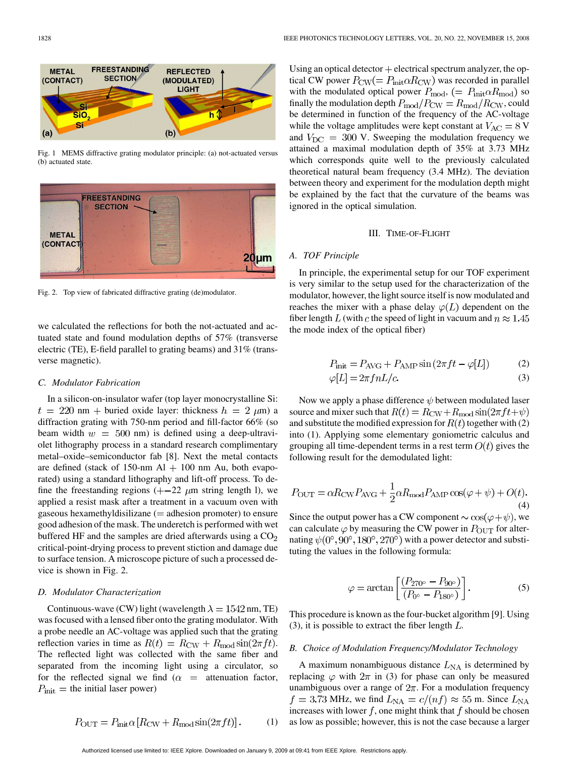Fig. 1 MEMS diffractive grating modulator principle: (a) not-actuated versus (b) actuated state.

Fig. 2. Top view of fabricated diffractive grating (de)modulator.

we calculated the reflections for both the not-actuated and actuated state and found modulation depths of 57% (transverse electric (TE), E-field parallel to grating beams) and 31% (transverse magnetic).

### C. Modulator Fabrication

In a silicon-on-insulator wafer (top layer monocrystalline Si: $t = 220$ nm + buried oxide layer: thickness $h = 2$ $\mu$m) a diffraction grating with 750-nm period and fill-factor 66% (so beam width $w = 500$ nm) is defined using a deep-ultraviolet lithography process in a standard research complimentary metal–oxide–semiconductor fab [8]. Next the metal contacts are defined (stack of 150-nm Al + 100 nm Au, both evaporated) using a standard lithography and lift-off process. To define the freestanding regions (+−22 $\mu$m string length l), we applied a resist mask after a treatment in a vacuum oven with gaseous hexamethyldisilizane (= adhesion promoter) to ensure good adhesion of the mask. The underetch is performed with wet buffered HF and the samples are dried afterwards using a $CO_2$ critical-point-drying process to prevent stiction and damage due to surface tension. A microscope picture of such a processed device is shown in Fig. 2.

### D. Modulator Characterization

Continuous-wave (CW) light (wavelength $\lambda = 1542$ nm, TE) was focused with a lensed fiber onto the grating modulator. With a probe needle an AC-voltage was applied such that the grating reflection varies in time as $R(t) = R_{CW} + R_{mod}\sin(2\pi ft)$. The reflected light was collected with the same fiber and separated from the incoming light using a circulator, so for the reflected signal we find ($\alpha$ = attenuation factor, $P_{init}$ = the initial laser power)

$$P_{OUT} = P_{init}\alpha\left[R_{CW} + R_{mod}\sin(2\pi ft)\right]. \tag{1}$$

Using an optical detector + electrical spectrum analyzer, the optical CW power $P_{CW}(= P_{init}\alpha R_{CW})$ was recorded in parallel with the modulated optical power $P_{mod}$, $(= P_{init}\alpha R_{mod})$ so finally the modulation depth $P_{mod}/P_{CW} = R_{mod}/R_{CW}$, could be determined in function of the frequency of the AC-voltage while the voltage amplitudes were kept constant at $V_{AC} = 8$ V and $V_{DC} = 300$ V. Sweeping the modulation frequency we attained a maximal modulation depth of 35% at 3.73 MHz which corresponds quite well to the previously calculated theoretical natural beam frequency (3.4 MHz). The deviation between theory and experiment for the modulation depth might be explained by the fact that the curvature of the beams was ignored in the optical simulation.

## III. Time-of-Flight

### A. TOF Principle

In principle, the experimental setup for our TOF experiment is very similar to the setup used for the characterization of the modulator, however, the light source itself is now modulated and reaches the mixer with a phase delay $\varphi(L)$ dependent on the fiber length $L$ (with $c$ the speed of light in vacuum and $n \approx 1.45$ the mode index of the optical fiber)

$$P_{init} = P_{AVG} + P_{AMP}\sin(2\pi ft - \varphi[L]) \tag{2}$$

$$\varphi[L] = 2\pi fnL/c. \tag{3}$$

Now we apply a phase difference $\psi$ between modulated laser source and mixer such that $R(t) = R_{CW} + R_{mod}\sin(2\pi ft + \psi)$ and substitute the modified expression for $R(t)$ together with (2) into (1). Applying some elementary goniometric calculus and grouping all time-dependent terms in a rest term $O(t)$ gives the following result for the demodulated light:

$$P_{OUT} = \alpha R_{CW}P_{AVG} + \frac{1}{2}\alpha R_{mod}P_{AMP}\cos(\varphi + \psi) + O(t). \tag{4}$$

Since the output power has a CW component $\sim \cos(\varphi + \psi)$, we can calculate $\varphi$ by measuring the CW power in $P_{OUT}$ for alternating $\psi(0°, 90°, 180°, 270°)$ with a power detector and substituting the values in the following formula:

$$\varphi = \arctan\left[\frac{(P_{270°} - P_{90°})}{(P_{0°} - P_{180°})}\right]. \tag{5}$$

This procedure is known as the four-bucket algorithm [9]. Using (3), it is possible to extract the fiber length $L$.

### B. Choice of Modulation Frequency/Modulator Technology

A maximum nonambiguous distance $L_{NA}$ is determined by replacing $\varphi$ with $2\pi$ in (3) for phase can only be measured unambiguous over a range of $2\pi$. For a modulation frequency $f = 3.73$ MHz, we find $L_{NA} = c/(nf) \approx 55$ m. Since $L_{NA}$ increases with lower $f$, one might think that $f$ should be chosen as low as possible; however, this is not the case because a larger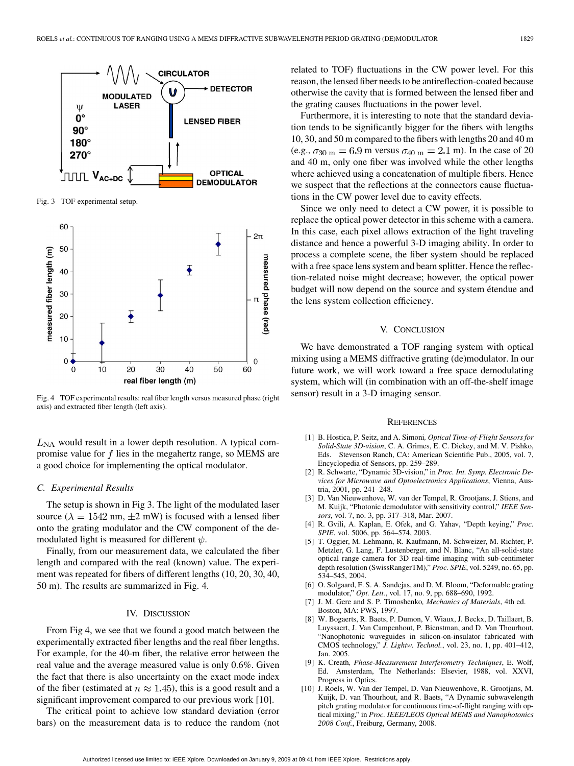CIRCULATOR

MODULATED LASER

DETECTOR

LENSED FIBER

ψ
0°
90°
180°
270°

$V_{AC+DC}$

OPTICAL DEMODULATOR

Fig. 3 TOF experimental setup.

measured fiber length (m)

real fiber length (m)

measured phase (rad)

0
10
20
30
40
50
60

0
10
20
30
40
50
60

0
π
2π

Fig. 4 TOF experimental results: real fiber length versus measured phase (right axis) and extracted fiber length (left axis).

$L_{NA}$ would result in a lower depth resolution. A typical compromise value for $f$ lies in the megahertz range, so MEMS are a good choice for implementing the optical modulator.

### C. Experimental Results

The setup is shown in Fig 3. The light of the modulated laser source ($\lambda = 1542$ nm, $\pm 2$ mW) is focused with a lensed fiber onto the grating modulator and the CW component of the demodulated light is measured for different $\psi$.

Finally, from our measurement data, we calculated the fiber length and compared with the real (known) value. The experiment was repeated for fibers of different lengths (10, 20, 30, 40, 50 m). The results are summarized in Fig. 4.

## IV. Discussion

From Fig 4, we see that we found a good match between the experimentally extracted fiber lengths and the real fiber lengths. For example, for the 40-m fiber, the relative error between the real value and the average measured value is only 0.6%. Given the fact that there is also uncertainty on the exact mode index of the fiber (estimated at $n \approx 1.45$), this is a good result and a significant improvement compared to our previous work [10].

The critical point to achieve low standard deviation (error bars) on the measurement data is to reduce the random (not related to TOF) fluctuations in the CW power level. For this reason, the lensed fiber needs to be antireflection-coated because otherwise the cavity that is formed between the lensed fiber and the grating causes fluctuations in the power level.

Furthermore, it is interesting to note that the standard deviation tends to be significantly bigger for the fibers with lengths 10, 30, and 50 m compared to the fibers with lengths 20 and 40 m (e.g., $\sigma_{30\text{ m}} = 6.9$ m versus $\sigma_{40\text{ m}} = 2.1$ m). In the case of 20 and 40 m, only one fiber was involved while the other lengths where achieved using a concatenation of multiple fibers. Hence we suspect that the reflections at the connectors cause fluctuations in the CW power level due to cavity effects.

Since we only need to detect a CW power, it is possible to replace the optical power detector in this scheme with a camera. In this case, each pixel allows extraction of the light traveling distance and hence a powerful 3-D imaging ability. In order to process a complete scene, the fiber system should be replaced with a free space lens system and beam splitter. Hence the reflection-related noise might decrease; however, the optical power budget will now depend on the source and system étendue and the lens system collection efficiency.

## V. Conclusion

We have demonstrated a TOF ranging system with optical mixing using a MEMS diffractive grating (de)modulator. In our future work, we will work toward a free space demodulating system, which will (in combination with an off-the-shelf image sensor) result in a 3-D imaging sensor.

## References

[1] B. Hostica, P. Seitz, and A. Simoni, *Optical Time-of-Flight Sensors for Solid-State 3D-vision*, C. A. Grimes, E. C. Dickey, and M. V. Pishko, Eds. Stevenson Ranch, CA: American Scientific Pub., 2005, vol. 7, Encyclopedia of Sensors, pp. 259–289.

[2] R. Schwarte, "Dynamic 3D-vision," in *Proc. Int. Symp. Electronic Devices for Microwave and Optoelectronics Applications*, Vienna, Austria, 2001, pp. 241–248.

[3] D. Van Nieuwenhove, W. van der Tempel, R. Grootjans, J. Stiens, and M. Kuijk, "Photonic demodulator with sensitivity control," *IEEE Sensors*, vol. 7, no. 3, pp. 317–318, Mar. 2007.

[4] R. Gvili, A. Kaplan, E. Ofek, and G. Yahav, "Depth keying," *Proc. SPIE*, vol. 5006, pp. 564–574, 2003.

[5] T. Oggier, M. Lehmann, R. Kaufmann, M. Schweizer, M. Richter, P. Metzler, G. Lang, F. Lustenberger, and N. Blanc, "An all-solid-state optical range camera for 3D real-time imaging with sub-centimeter depth resolution (SwissRangerTM)," *Proc. SPIE*, vol. 5249, no. 65, pp. 534–545, 2004.

[6] O. Solgaard, F. S. A. Sandejas, and D. M. Bloom, "Deformable grating modulator," *Opt. Lett.*, vol. 17, no. 9, pp. 688–690, 1992.

[7] J. M. Gere and S. P. Timoshenko, *Mechanics of Materials*, 4th ed. Boston, MA: PWS, 1997.

[8] W. Bogaerts, R. Baets, P. Dumon, V. Wiaux, J. Beckx, D. Taillaert, B. Luyssaert, J. Van Campenhout, P. Bienstman, and D. Van Thourhout, "Nanophotonic waveguides in silicon-on-insulator fabricated with CMOS technology," *J. Lightw. Technol.*, vol. 23, no. 1, pp. 401–412, Jan. 2005.

[9] K. Creath, *Phase-Measurement Interferometry Techniques*, E. Wolf, Ed. Amsterdam, The Netherlands: Elsevier, 1988, vol. XXVI, Progress in Optics.

[10] J. Roels, W. Van der Tempel, D. Van Nieuwenhove, R. Grootjans, M. Kuijk, D. van Thourhout, and R. Baets, "A Dynamic subwavelength pitch grating modulator for continuous time-of-flight ranging with optical mixing," in *Proc. IEEE/LEOS Optical MEMS and Nanophotonics 2008 Conf.*, Freiburg, Germany, 2008.